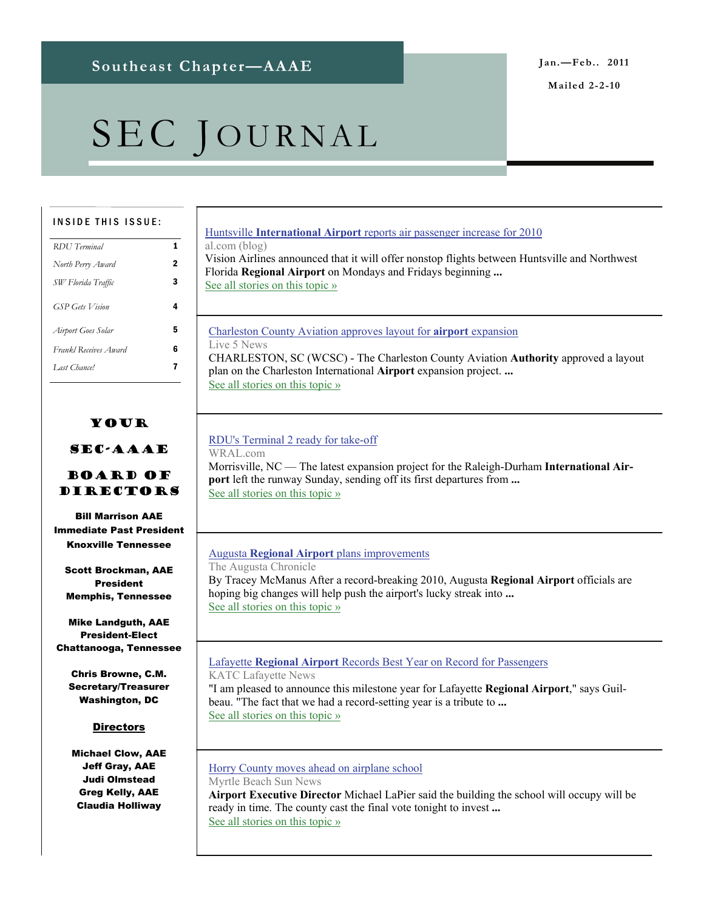Southeast Chapter—AAAE

Jan.—Feb.. 2011

Mailed 2-2-10

# SEC JOURNAL

**INSIDE THIS ISSUE:**

| | |
|---|---|
| *RDU Terminal* | 1 |
| *North Perry Award* | 2 |
| *SW Florida Traffic* | 3 |
| *GSP Gets Vision* | 4 |
| *Airport Goes Solar* | 5 |
| *Frankl Receives Award* | 6 |
| *Last Chance!* | 7 |

## YOUR SEC-AAAE BOARD OF DIRECTORS

**Bill Marrison AAE**
**Immediate Past President**
**Knoxville Tennessee**

**Scott Brockman, AAE**
**President**
**Memphis, Tennessee**

**Mike Landguth, AAE**
**President-Elect**
**Chattanooga, Tennessee**

**Chris Browne, C.M.**
**Secretary/Treasurer**
**Washington, DC**

**Directors**

**Michael Clow, AAE**
**Jeff Gray, AAE**
**Judi Olmstead**
**Greg Kelly, AAE**
**Claudia Holliway**

---

Huntsville **International Airport** reports air passenger increase for 2010
al.com (blog)
Vision Airlines announced that it will offer nonstop flights between Huntsville and Northwest Florida **Regional Airport** on Mondays and Fridays beginning **...**
See all stories on this topic »

---

Charleston County Aviation approves layout for **airport** expansion
Live 5 News
CHARLESTON, SC (WCSC) - The Charleston County Aviation **Authority** approved a layout plan on the Charleston International **Airport** expansion project. **...**
See all stories on this topic »

---

RDU's Terminal 2 ready for take-off
WRAL.com
Morrisville, NC — The latest expansion project for the Raleigh-Durham **International Airport** left the runway Sunday, sending off its first departures from **...**
See all stories on this topic »

---

Augusta **Regional Airport** plans improvements
The Augusta Chronicle
By Tracey McManus After a record-breaking 2010, Augusta **Regional Airport** officials are hoping big changes will help push the airport's lucky streak into **...**
See all stories on this topic »

---

Lafayette **Regional Airport** Records Best Year on Record for Passengers
KATC Lafayette News
"I am pleased to announce this milestone year for Lafayette **Regional Airport**," says Guilbeau. "The fact that we had a record-setting year is a tribute to **...**
See all stories on this topic »

---

Horry County moves ahead on airplane school
Myrtle Beach Sun News
**Airport Executive Director** Michael LaPier said the building the school will occupy will be ready in time. The county cast the final vote tonight to invest **...**
See all stories on this topic »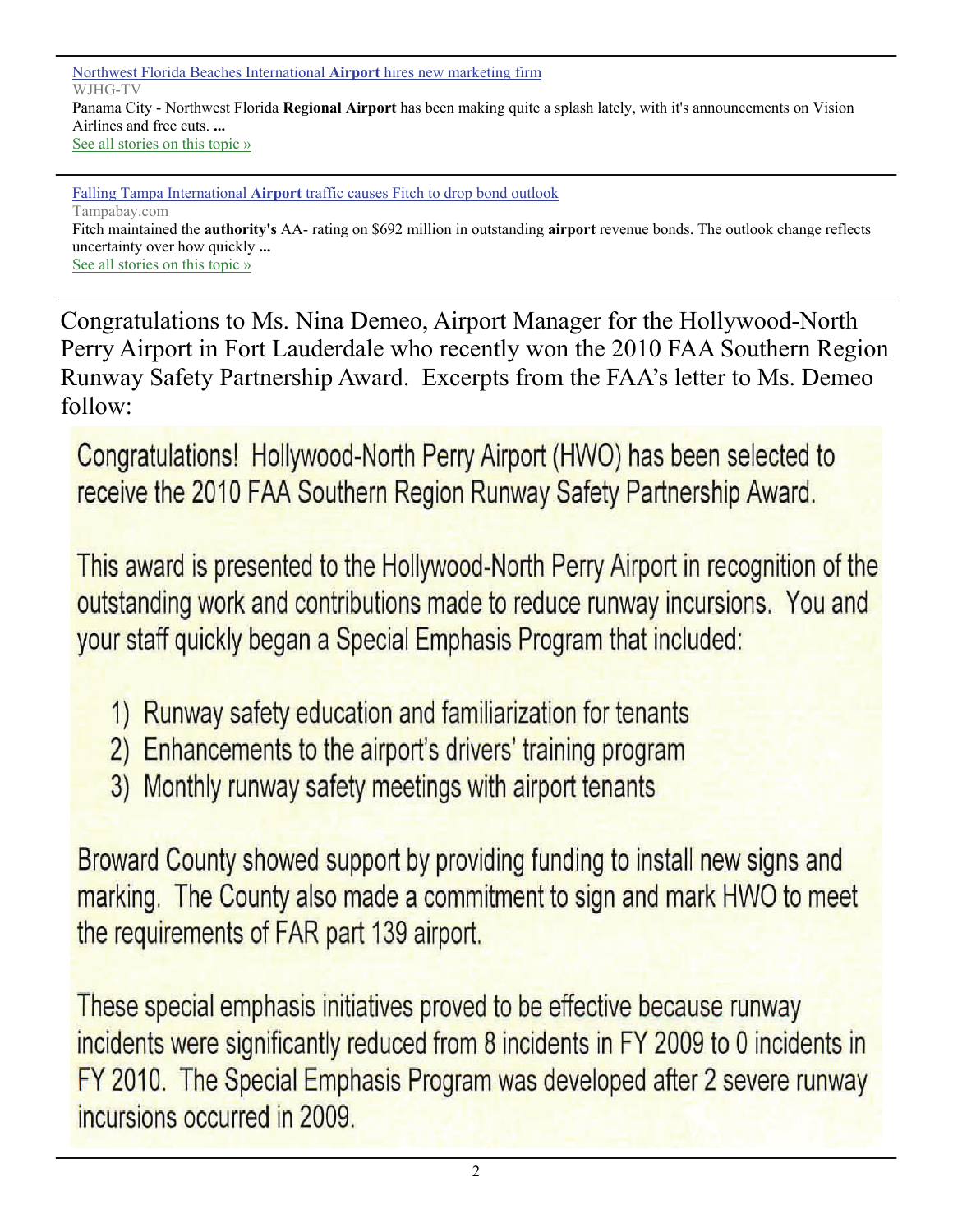[Northwest Florida Beaches International **Airport** hires new marketing firm]
WJHG-TV
Panama City - Northwest Florida **Regional Airport** has been making quite a splash lately, with it's announcements on Vision Airlines and free cuts. **...**
See all stories on this topic »

---

[Falling Tampa International **Airport** traffic causes Fitch to drop bond outlook]
Tampabay.com
Fitch maintained the **authority's** AA- rating on $692 million in outstanding **airport** revenue bonds. The outlook change reflects uncertainty over how quickly **...**
See all stories on this topic »

---

Congratulations to Ms. Nina Demeo, Airport Manager for the Hollywood-North Perry Airport in Fort Lauderdale who recently won the 2010 FAA Southern Region Runway Safety Partnership Award. Excerpts from the FAA's letter to Ms. Demeo follow:

Congratulations! Hollywood-North Perry Airport (HWO) has been selected to receive the 2010 FAA Southern Region Runway Safety Partnership Award.

This award is presented to the Hollywood-North Perry Airport in recognition of the outstanding work and contributions made to reduce runway incursions. You and your staff quickly began a Special Emphasis Program that included:

1) Runway safety education and familiarization for tenants
2) Enhancements to the airport's drivers' training program
3) Monthly runway safety meetings with airport tenants

Broward County showed support by providing funding to install new signs and marking. The County also made a commitment to sign and mark HWO to meet the requirements of FAR part 139 airport.

These special emphasis initiatives proved to be effective because runway incidents were significantly reduced from 8 incidents in FY 2009 to 0 incidents in FY 2010. The Special Emphasis Program was developed after 2 severe runway incursions occurred in 2009.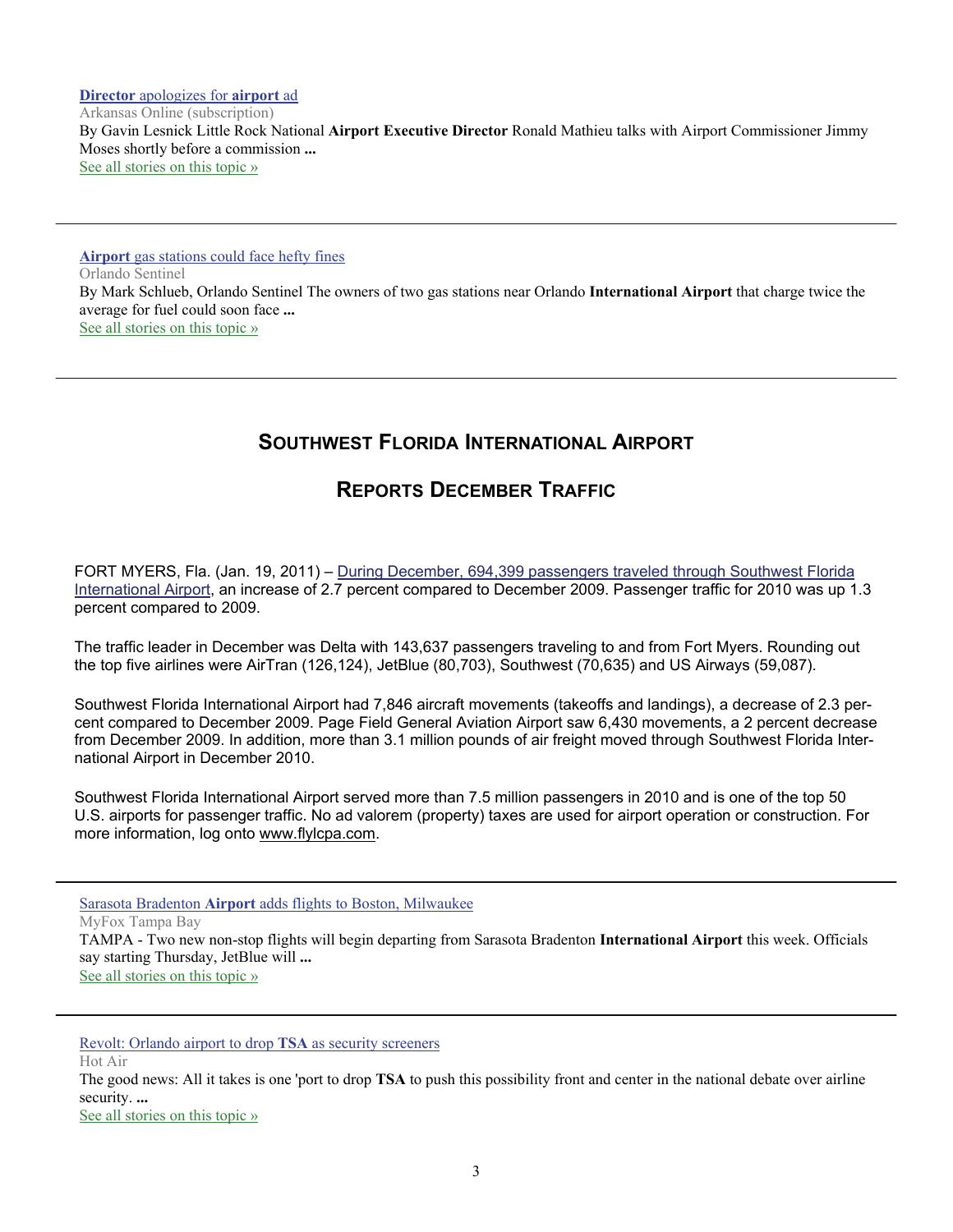[**Director** apologizes for **airport** ad](#)
Arkansas Online (subscription)
By Gavin Lesnick Little Rock National **Airport Executive Director** Ronald Mathieu talks with Airport Commissioner Jimmy Moses shortly before a commission **...**
[See all stories on this topic »](#)

---

[**Airport** gas stations could face hefty fines](#)
Orlando Sentinel
By Mark Schlueb, Orlando Sentinel The owners of two gas stations near Orlando **International Airport** that charge twice the average for fuel could soon face **...**
[See all stories on this topic »](#)

---

## SOUTHWEST FLORIDA INTERNATIONAL AIRPORT

## REPORTS DECEMBER TRAFFIC

FORT MYERS, Fla. (Jan. 19, 2011) – During December, 694,399 passengers traveled through Southwest Florida International Airport, an increase of 2.7 percent compared to December 2009. Passenger traffic for 2010 was up 1.3 percent compared to 2009.

The traffic leader in December was Delta with 143,637 passengers traveling to and from Fort Myers. Rounding out the top five airlines were AirTran (126,124), JetBlue (80,703), Southwest (70,635) and US Airways (59,087).

Southwest Florida International Airport had 7,846 aircraft movements (takeoffs and landings), a decrease of 2.3 percent compared to December 2009. Page Field General Aviation Airport saw 6,430 movements, a 2 percent decrease from December 2009. In addition, more than 3.1 million pounds of air freight moved through Southwest Florida International Airport in December 2010.

Southwest Florida International Airport served more than 7.5 million passengers in 2010 and is one of the top 50 U.S. airports for passenger traffic. No ad valorem (property) taxes are used for airport operation or construction. For more information, log onto www.flylcpa.com.

---

[Sarasota Bradenton **Airport** adds flights to Boston, Milwaukee](#)
MyFox Tampa Bay
TAMPA - Two new non-stop flights will begin departing from Sarasota Bradenton **International Airport** this week. Officials say starting Thursday, JetBlue will **...**
[See all stories on this topic »](#)

---

[Revolt: Orlando airport to drop **TSA** as security screeners](#)
Hot Air
The good news: All it takes is one 'port to drop **TSA** to push this possibility front and center in the national debate over airline security. **...**
[See all stories on this topic »](#)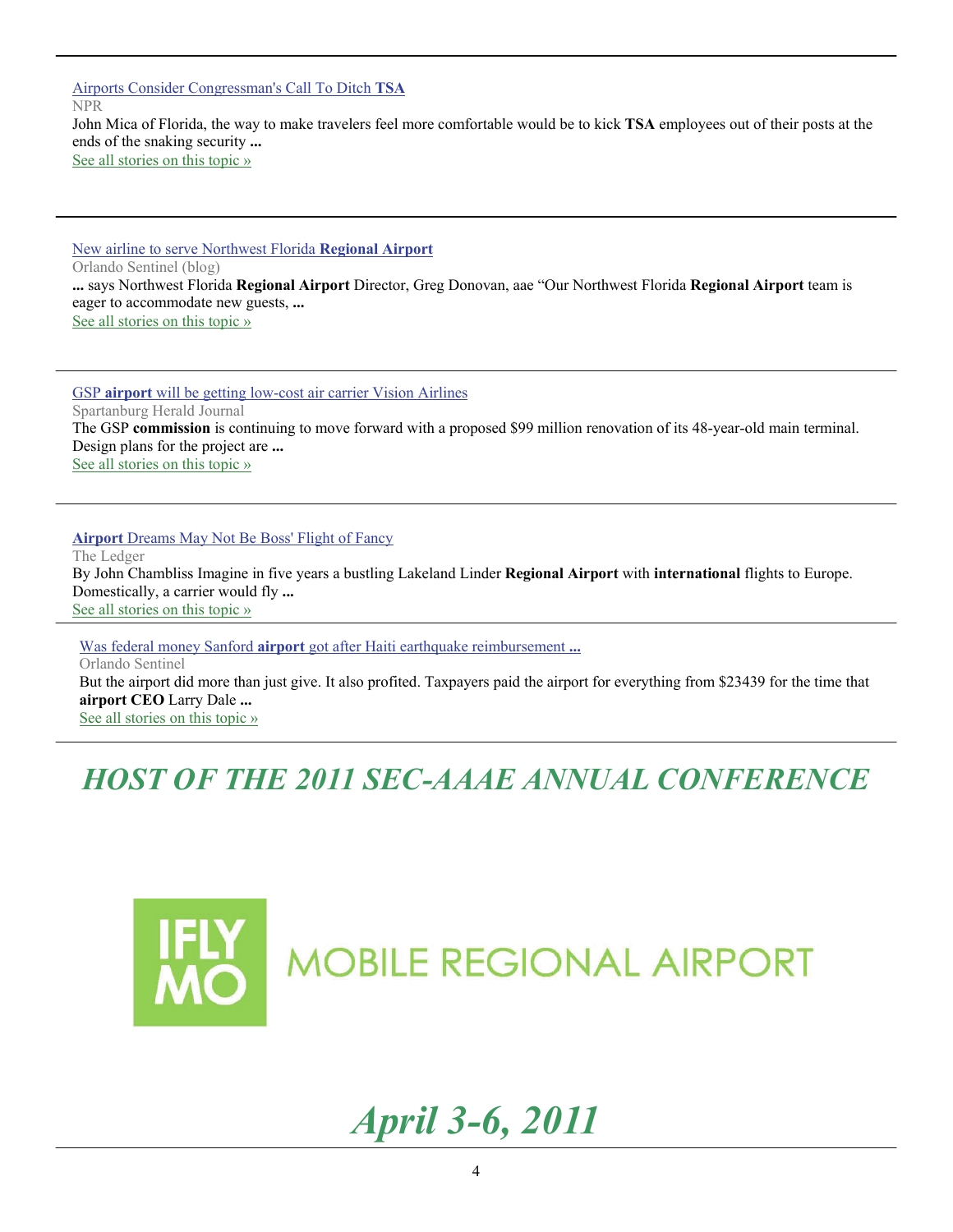[Airports Consider Congressman's Call To Ditch **TSA**]

NPR

John Mica of Florida, the way to make travelers feel more comfortable would be to kick **TSA** employees out of their posts at the ends of the snaking security **...**

See all stories on this topic »

---

[New airline to serve Northwest Florida **Regional Airport**]

Orlando Sentinel (blog)

**...** says Northwest Florida **Regional Airport** Director, Greg Donovan, aae "Our Northwest Florida **Regional Airport** team is eager to accommodate new guests, **...**

See all stories on this topic »

---

[GSP **airport** will be getting low-cost air carrier Vision Airlines]

Spartanburg Herald Journal

The GSP **commission** is continuing to move forward with a proposed $99 million renovation of its 48-year-old main terminal. Design plans for the project are **...**

See all stories on this topic »

---

[**Airport** Dreams May Not Be Boss' Flight of Fancy]

The Ledger

By John Chambliss Imagine in five years a bustling Lakeland Linder **Regional Airport** with **international** flights to Europe. Domestically, a carrier would fly **...**

See all stories on this topic »

---

[Was federal money Sanford **airport** got after Haiti earthquake reimbursement **...**]

Orlando Sentinel

But the airport did more than just give. It also profited. Taxpayers paid the airport for everything from $23439 for the time that **airport CEO** Larry Dale **...**

See all stories on this topic »

---

# *HOST OF THE 2011 SEC-AAAE ANNUAL CONFERENCE*

IFLY MO

MOBILE REGIONAL AIRPORT

## *April 3-6, 2011*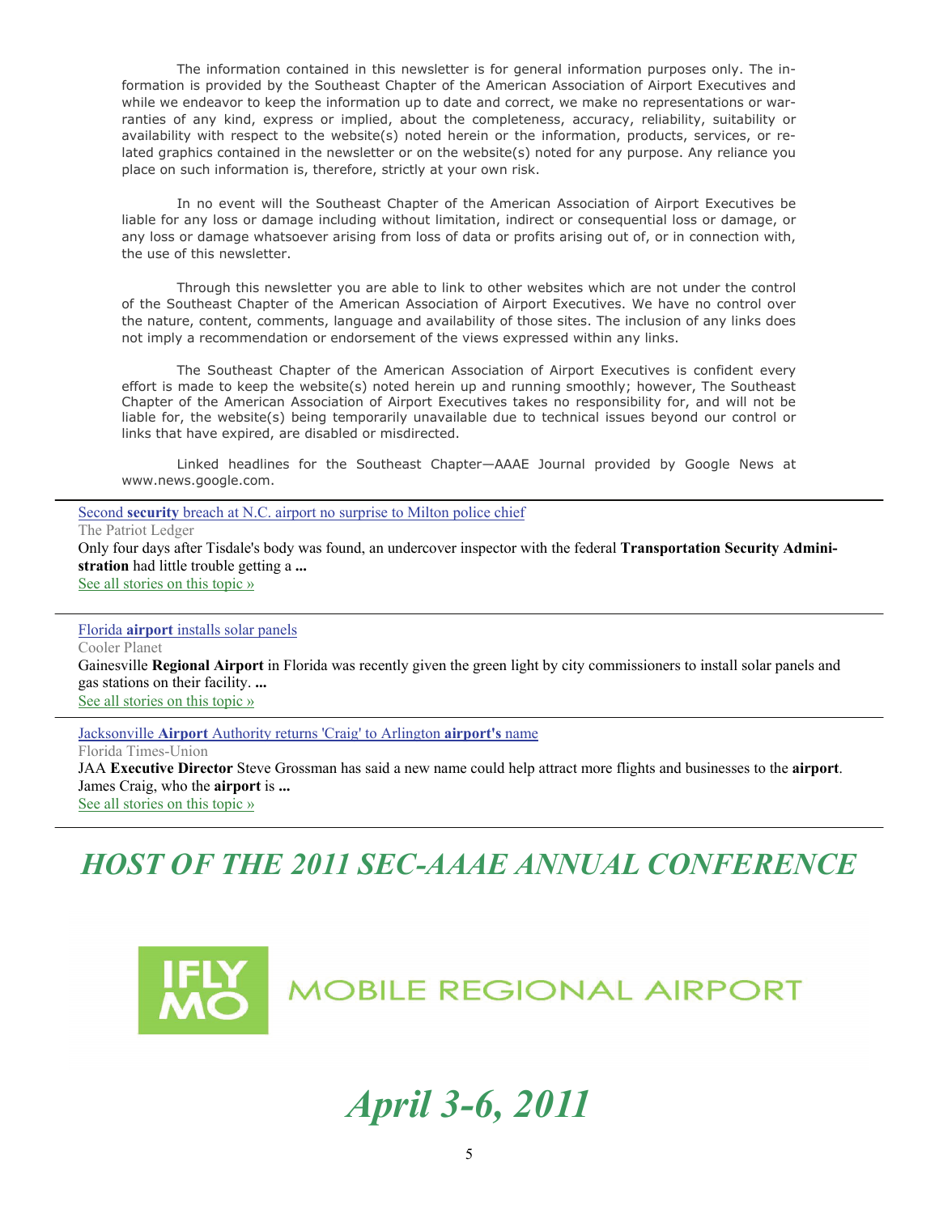The information contained in this newsletter is for general information purposes only. The information is provided by the Southeast Chapter of the American Association of Airport Executives and while we endeavor to keep the information up to date and correct, we make no representations or warranties of any kind, express or implied, about the completeness, accuracy, reliability, suitability or availability with respect to the website(s) noted herein or the information, products, services, or related graphics contained in the newsletter or on the website(s) noted for any purpose. Any reliance you place on such information is, therefore, strictly at your own risk.

In no event will the Southeast Chapter of the American Association of Airport Executives be liable for any loss or damage including without limitation, indirect or consequential loss or damage, or any loss or damage whatsoever arising from loss of data or profits arising out of, or in connection with, the use of this newsletter.

Through this newsletter you are able to link to other websites which are not under the control of the Southeast Chapter of the American Association of Airport Executives. We have no control over the nature, content, comments, language and availability of those sites. The inclusion of any links does not imply a recommendation or endorsement of the views expressed within any links.

The Southeast Chapter of the American Association of Airport Executives is confident every effort is made to keep the website(s) noted herein up and running smoothly; however, The Southeast Chapter of the American Association of Airport Executives takes no responsibility for, and will not be liable for, the website(s) being temporarily unavailable due to technical issues beyond our control or links that have expired, are disabled or misdirected.

Linked headlines for the Southeast Chapter—AAAE Journal provided by Google News at www.news.google.com.

---

Second **security** breach at N.C. airport no surprise to Milton police chief

The Patriot Ledger

Only four days after Tisdale's body was found, an undercover inspector with the federal **Transportation Security Administration** had little trouble getting a **...**

See all stories on this topic »

---

Florida **airport** installs solar panels

Cooler Planet

Gainesville **Regional Airport** in Florida was recently given the green light by city commissioners to install solar panels and gas stations on their facility. **...**

See all stories on this topic »

---

Jacksonville **Airport** Authority returns 'Craig' to Arlington **airport's** name

Florida Times-Union

JAA **Executive Director** Steve Grossman has said a new name could help attract more flights and businesses to the **airport**. James Craig, who the **airport** is **...**

See all stories on this topic »

---

# *HOST OF THE 2011 SEC-AAAE ANNUAL CONFERENCE*

IFLY MO MOBILE REGIONAL AIRPORT

## *April 3-6, 2011*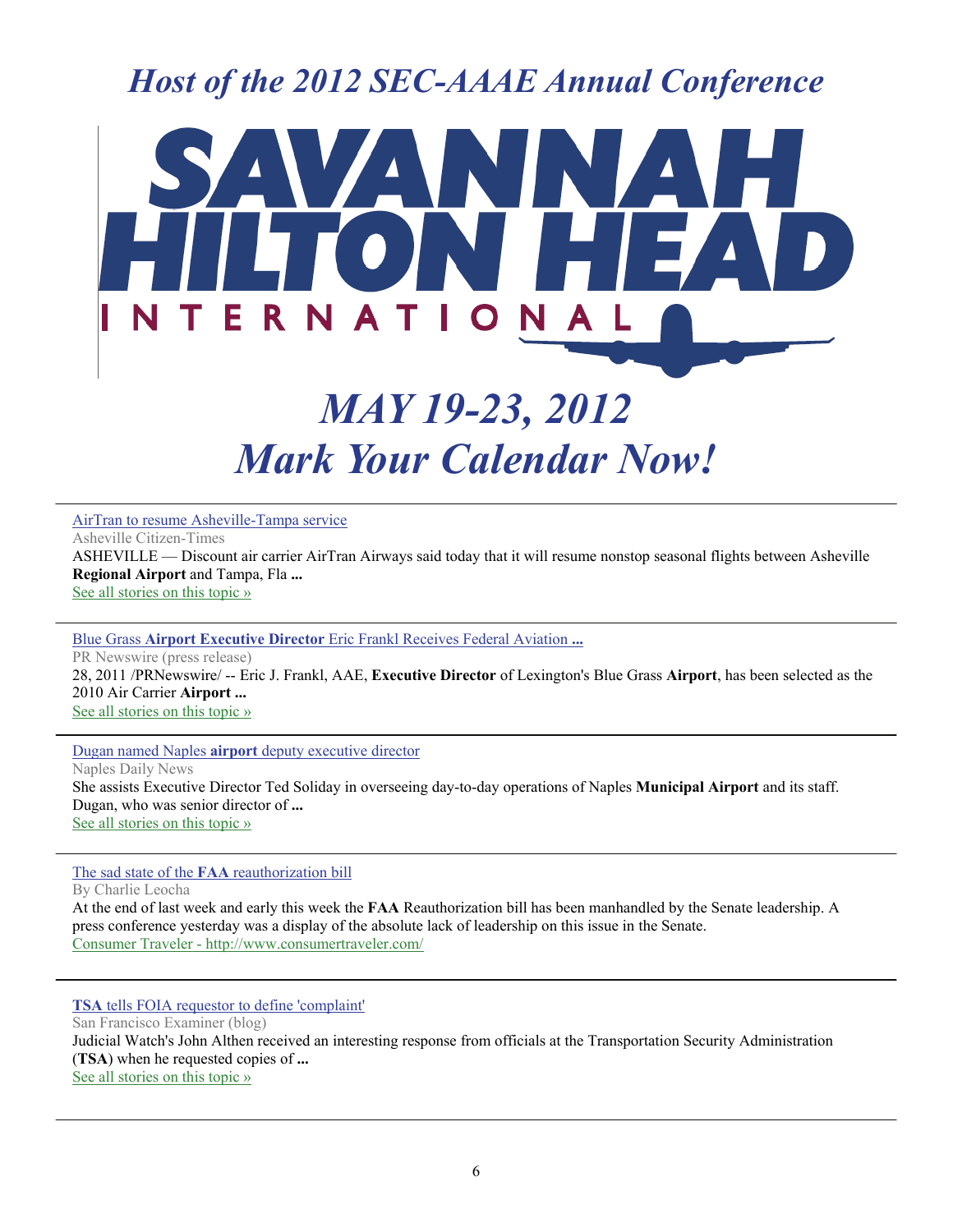# *Host of the 2012 SEC-AAAE Annual Conference*

SAVANNAH HILTON HEAD INTERNATIONAL

## *MAY 19-23, 2012*
## *Mark Your Calendar Now!*

---

AirTran to resume Asheville-Tampa service

Asheville Citizen-Times

ASHEVILLE — Discount air carrier AirTran Airways said today that it will resume nonstop seasonal flights between Asheville **Regional Airport** and Tampa, Fla **...**

See all stories on this topic »

---

Blue Grass **Airport Executive Director** Eric Frankl Receives Federal Aviation **...**

PR Newswire (press release)

28, 2011 /PRNewswire/ -- Eric J. Frankl, AAE, **Executive Director** of Lexington's Blue Grass **Airport**, has been selected as the 2010 Air Carrier **Airport ...**

See all stories on this topic »

---

Dugan named Naples **airport** deputy executive director

Naples Daily News

She assists Executive Director Ted Soliday in overseeing day-to-day operations of Naples **Municipal Airport** and its staff. Dugan, who was senior director of **...**

See all stories on this topic »

---

The sad state of the **FAA** reauthorization bill

By Charlie Leocha

At the end of last week and early this week the **FAA** Reauthorization bill has been manhandled by the Senate leadership. A press conference yesterday was a display of the absolute lack of leadership on this issue in the Senate.

Consumer Traveler - http://www.consumertraveler.com/

---

**TSA** tells FOIA requestor to define 'complaint'

San Francisco Examiner (blog)

Judicial Watch's John Althen received an interesting response from officials at the Transportation Security Administration (**TSA**) when he requested copies of **...**

See all stories on this topic »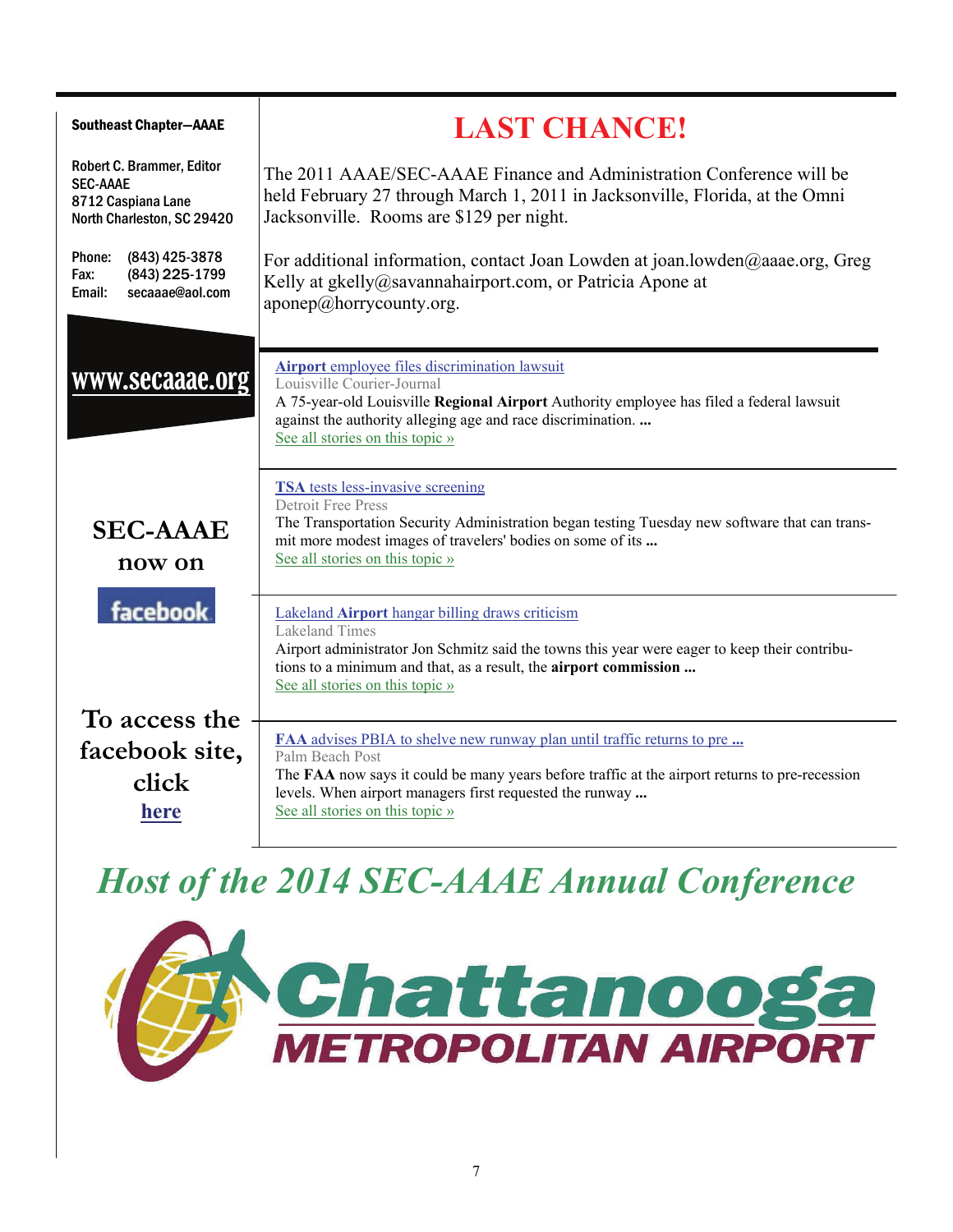Southeast Chapter—AAAE

Robert C. Brammer, Editor
SEC-AAAE
8712 Caspiana Lane
North Charleston, SC 29420

Phone: (843) 425-3878
Fax: (843) 225-1799
Email: secaaae@aol.com

www.secaaae.org

**SEC-AAAE now on facebook**

**To access the facebook site, click here**

# LAST CHANCE!

The 2011 AAAE/SEC-AAAE Finance and Administration Conference will be held February 27 through March 1, 2011 in Jacksonville, Florida, at the Omni Jacksonville. Rooms are $129 per night.

For additional information, contact Joan Lowden at joan.lowden@aaae.org, Greg Kelly at gkelly@savannahairport.com, or Patricia Apone at aponep@horrycounty.org.

---

**Airport** employee files discrimination lawsuit
Louisville Courier-Journal
A 75-year-old Louisville **Regional Airport** Authority employee has filed a federal lawsuit against the authority alleging age and race discrimination. **...**
See all stories on this topic »

---

**TSA** tests less-invasive screening
Detroit Free Press
The Transportation Security Administration began testing Tuesday new software that can transmit more modest images of travelers' bodies on some of its **...**
See all stories on this topic »

---

Lakeland **Airport** hangar billing draws criticism
Lakeland Times
Airport administrator Jon Schmitz said the towns this year were eager to keep their contributions to a minimum and that, as a result, the **airport commission ...**
See all stories on this topic »

---

**FAA** advises PBIA to shelve new runway plan until traffic returns to pre **...**
Palm Beach Post
The **FAA** now says it could be many years before traffic at the airport returns to pre-recession levels. When airport managers first requested the runway **...**
See all stories on this topic »

---

## *Host of the 2014 SEC-AAAE Annual Conference*

Chattanooga
METROPOLITAN AIRPORT